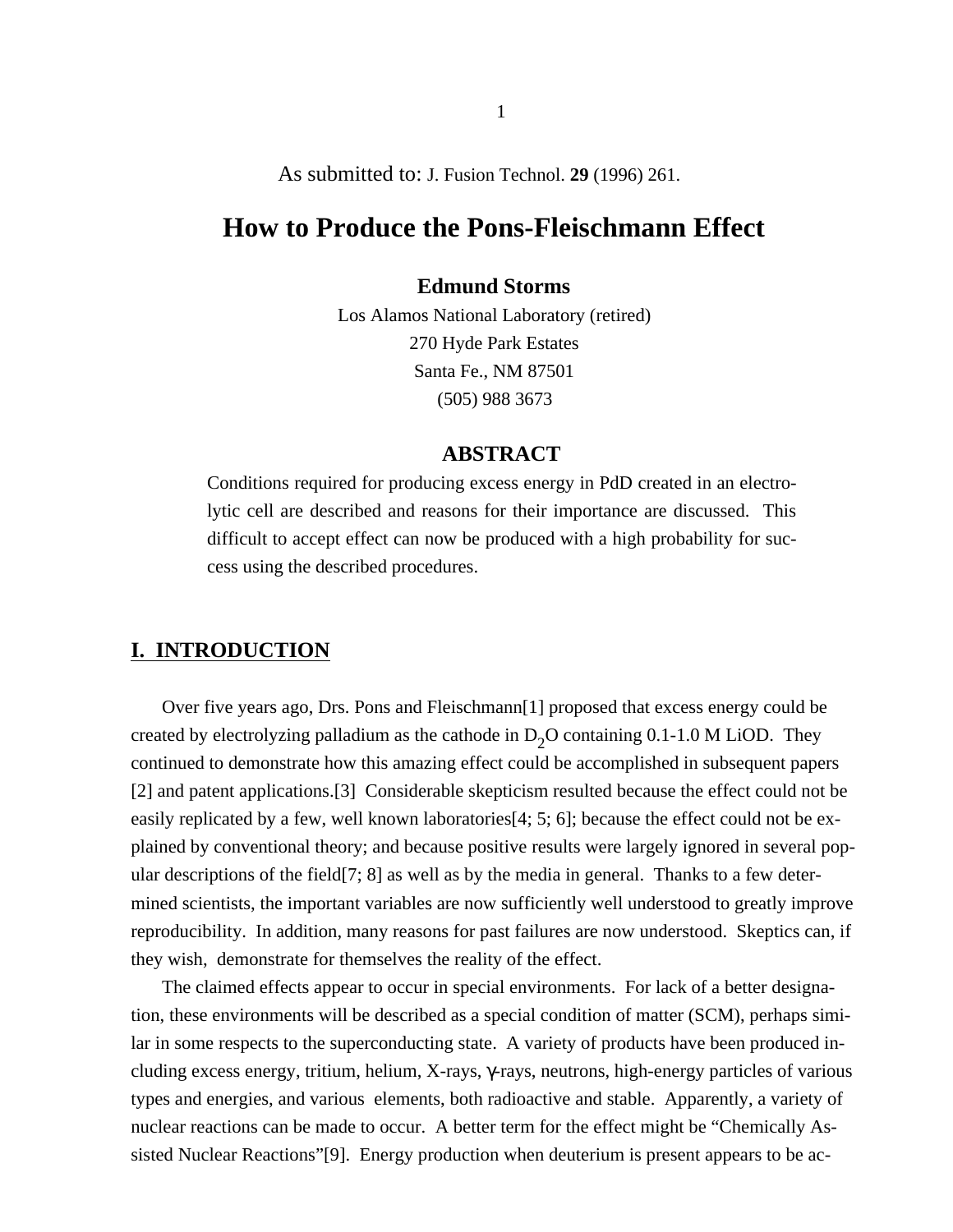As submitted to: J. Fusion Technol. **29** (1996) 261.

# How to Produce the Pons-Fleischmann Effect

**Edmund Storms**

Los Alamos National Laboratory (retired)
270 Hyde Park Estates
Santa Fe., NM 87501
(505) 988 3673

## ABSTRACT

Conditions required for producing excess energy in PdD created in an electrolytic cell are described and reasons for their importance are discussed. This difficult to accept effect can now be produced with a high probability for success using the described procedures.

## I. INTRODUCTION

Over five years ago, Drs. Pons and Fleischmann[1] proposed that excess energy could be created by electrolyzing palladium as the cathode in $D_2O$ containing 0.1-1.0 M LiOD. They continued to demonstrate how this amazing effect could be accomplished in subsequent papers [2] and patent applications.[3] Considerable skepticism resulted because the effect could not be easily replicated by a few, well known laboratories[4; 5; 6]; because the effect could not be explained by conventional theory; and because positive results were largely ignored in several popular descriptions of the field[7; 8] as well as by the media in general. Thanks to a few determined scientists, the important variables are now sufficiently well understood to greatly improve reproducibility. In addition, many reasons for past failures are now understood. Skeptics can, if they wish, demonstrate for themselves the reality of the effect.

The claimed effects appear to occur in special environments. For lack of a better designation, these environments will be described as a special condition of matter (SCM), perhaps similar in some respects to the superconducting state. A variety of products have been produced including excess energy, tritium, helium, X-rays, γ-rays, neutrons, high-energy particles of various types and energies, and various elements, both radioactive and stable. Apparently, a variety of nuclear reactions can be made to occur. A better term for the effect might be "Chemically Assisted Nuclear Reactions"[9]. Energy production when deuterium is present appears to be ac-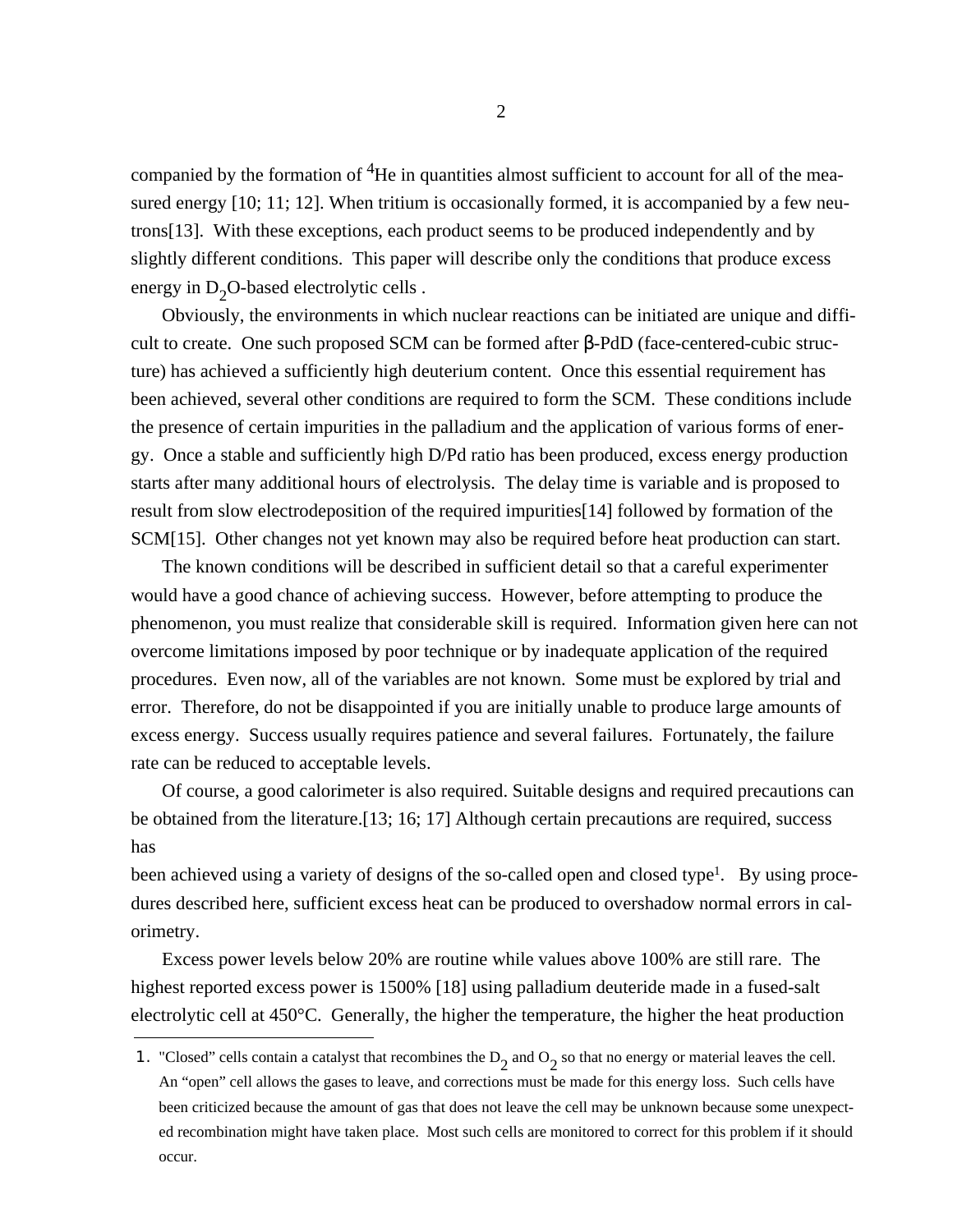companied by the formation of $^4$He in quantities almost sufficient to account for all of the measured energy [10; 11; 12]. When tritium is occasionally formed, it is accompanied by a few neutrons[13]. With these exceptions, each product seems to be produced independently and by slightly different conditions. This paper will describe only the conditions that produce excess energy in $D_2O$-based electrolytic cells .

Obviously, the environments in which nuclear reactions can be initiated are unique and difficult to create. One such proposed SCM can be formed after β-PdD (face-centered-cubic structure) has achieved a sufficiently high deuterium content. Once this essential requirement has been achieved, several other conditions are required to form the SCM. These conditions include the presence of certain impurities in the palladium and the application of various forms of energy. Once a stable and sufficiently high D/Pd ratio has been produced, excess energy production starts after many additional hours of electrolysis. The delay time is variable and is proposed to result from slow electrodeposition of the required impurities[14] followed by formation of the SCM[15]. Other changes not yet known may also be required before heat production can start.

The known conditions will be described in sufficient detail so that a careful experimenter would have a good chance of achieving success. However, before attempting to produce the phenomenon, you must realize that considerable skill is required. Information given here can not overcome limitations imposed by poor technique or by inadequate application of the required procedures. Even now, all of the variables are not known. Some must be explored by trial and error. Therefore, do not be disappointed if you are initially unable to produce large amounts of excess energy. Success usually requires patience and several failures. Fortunately, the failure rate can be reduced to acceptable levels.

Of course, a good calorimeter is also required. Suitable designs and required precautions can be obtained from the literature.[13; 16; 17] Although certain precautions are required, success has been achieved using a variety of designs of the so-called open and closed type[1]. By using procedures described here, sufficient excess heat can be produced to overshadow normal errors in calorimetry.

Excess power levels below 20% are routine while values above 100% are still rare. The highest reported excess power is 1500% [18] using palladium deuteride made in a fused-salt electrolytic cell at 450°C. Generally, the higher the temperature, the higher the heat production

---

1. "Closed" cells contain a catalyst that recombines the $D_2$ and $O_2$ so that no energy or material leaves the cell. An "open" cell allows the gases to leave, and corrections must be made for this energy loss. Such cells have been criticized because the amount of gas that does not leave the cell may be unknown because some unexpected recombination might have taken place. Most such cells are monitored to correct for this problem if it should occur.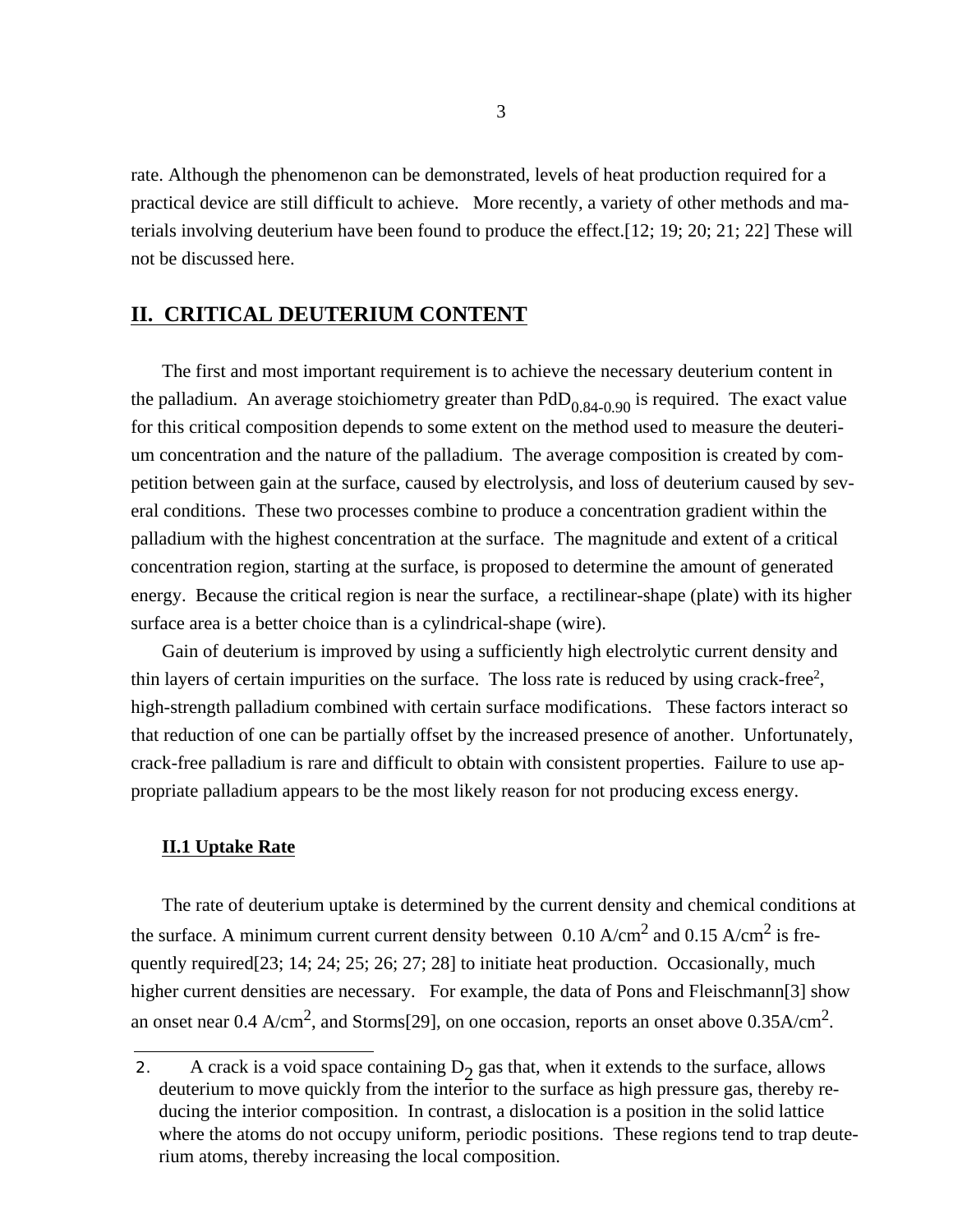rate. Although the phenomenon can be demonstrated, levels of heat production required for a practical device are still difficult to achieve. More recently, a variety of other methods and materials involving deuterium have been found to produce the effect.[12; 19; 20; 21; 22] These will not be discussed here.

## II. CRITICAL DEUTERIUM CONTENT

The first and most important requirement is to achieve the necessary deuterium content in the palladium. An average stoichiometry greater than $PdD_{0.84\text{-}0.90}$ is required. The exact value for this critical composition depends to some extent on the method used to measure the deuterium concentration and the nature of the palladium. The average composition is created by competition between gain at the surface, caused by electrolysis, and loss of deuterium caused by several conditions. These two processes combine to produce a concentration gradient within the palladium with the highest concentration at the surface. The magnitude and extent of a critical concentration region, starting at the surface, is proposed to determine the amount of generated energy. Because the critical region is near the surface, a rectilinear-shape (plate) with its higher surface area is a better choice than is a cylindrical-shape (wire).

Gain of deuterium is improved by using a sufficiently high electrolytic current density and thin layers of certain impurities on the surface. The loss rate is reduced by using crack-free[2], high-strength palladium combined with certain surface modifications. These factors interact so that reduction of one can be partially offset by the increased presence of another. Unfortunately, crack-free palladium is rare and difficult to obtain with consistent properties. Failure to use appropriate palladium appears to be the most likely reason for not producing excess energy.

### II.1 Uptake Rate

The rate of deuterium uptake is determined by the current density and chemical conditions at the surface. A minimum current current density between 0.10 A/cm$^2$ and 0.15 A/cm$^2$ is frequently required[23; 14; 24; 25; 26; 27; 28] to initiate heat production. Occasionally, much higher current densities are necessary. For example, the data of Pons and Fleischmann[3] show an onset near 0.4 A/cm$^2$, and Storms[29], on one occasion, reports an onset above 0.35A/cm$^2$.

---

2. A crack is a void space containing $D_2$ gas that, when it extends to the surface, allows deuterium to move quickly from the interior to the surface as high pressure gas, thereby reducing the interior composition. In contrast, a dislocation is a position in the solid lattice where the atoms do not occupy uniform, periodic positions. These regions tend to trap deuterium atoms, thereby increasing the local composition.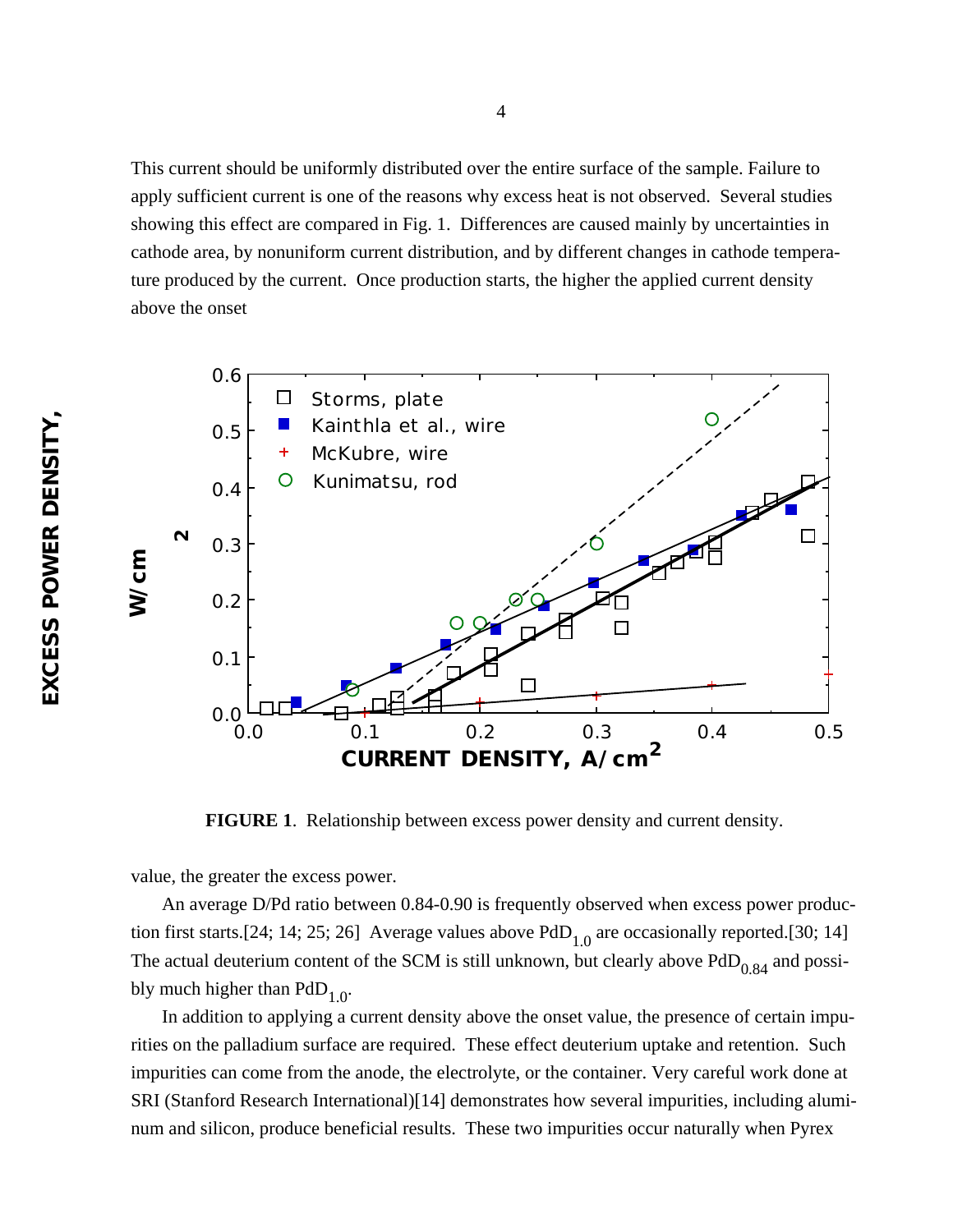This current should be uniformly distributed over the entire surface of the sample. Failure to apply sufficient current is one of the reasons why excess heat is not observed. Several studies showing this effect are compared in Fig. 1. Differences are caused mainly by uncertainties in cathode area, by nonuniform current distribution, and by different changes in cathode temperature produced by the current. Once production starts, the higher the applied current density above the onset

**FIGURE 1**. Relationship between excess power density and current density.

value, the greater the excess power.

An average D/Pd ratio between 0.84-0.90 is frequently observed when excess power production first starts.[24; 14; 25; 26] Average values above $PdD_{1.0}$ are occasionally reported.[30; 14] The actual deuterium content of the SCM is still unknown, but clearly above $PdD_{0.84}$ and possibly much higher than $PdD_{1.0}$.

In addition to applying a current density above the onset value, the presence of certain impurities on the palladium surface are required. These effect deuterium uptake and retention. Such impurities can come from the anode, the electrolyte, or the container. Very careful work done at SRI (Stanford Research International)[14] demonstrates how several impurities, including aluminum and silicon, produce beneficial results. These two impurities occur naturally when Pyrex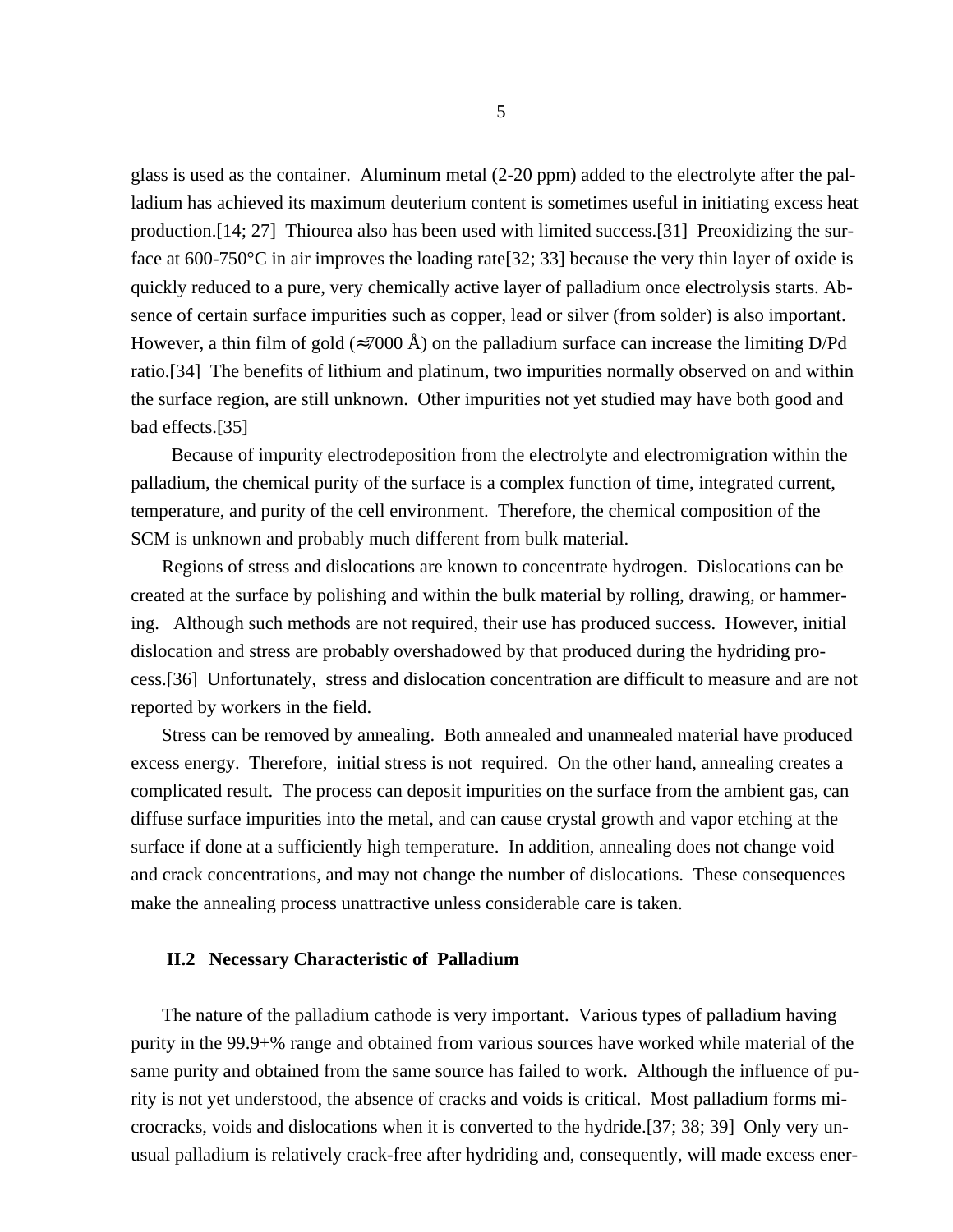glass is used as the container. Aluminum metal (2-20 ppm) added to the electrolyte after the palladium has achieved its maximum deuterium content is sometimes useful in initiating excess heat production.[14; 27] Thiourea also has been used with limited success.[31] Preoxidizing the surface at 600-750°C in air improves the loading rate[32; 33] because the very thin layer of oxide is quickly reduced to a pure, very chemically active layer of palladium once electrolysis starts. Absence of certain surface impurities such as copper, lead or silver (from solder) is also important. However, a thin film of gold (≈7000 Å) on the palladium surface can increase the limiting D/Pd ratio.[34] The benefits of lithium and platinum, two impurities normally observed on and within the surface region, are still unknown. Other impurities not yet studied may have both good and bad effects.[35]

Because of impurity electrodeposition from the electrolyte and electromigration within the palladium, the chemical purity of the surface is a complex function of time, integrated current, temperature, and purity of the cell environment. Therefore, the chemical composition of the SCM is unknown and probably much different from bulk material.

Regions of stress and dislocations are known to concentrate hydrogen. Dislocations can be created at the surface by polishing and within the bulk material by rolling, drawing, or hammering. Although such methods are not required, their use has produced success. However, initial dislocation and stress are probably overshadowed by that produced during the hydriding process.[36] Unfortunately, stress and dislocation concentration are difficult to measure and are not reported by workers in the field.

Stress can be removed by annealing. Both annealed and unannealed material have produced excess energy. Therefore, initial stress is not required. On the other hand, annealing creates a complicated result. The process can deposit impurities on the surface from the ambient gas, can diffuse surface impurities into the metal, and can cause crystal growth and vapor etching at the surface if done at a sufficiently high temperature. In addition, annealing does not change void and crack concentrations, and may not change the number of dislocations. These consequences make the annealing process unattractive unless considerable care is taken.

## II.2 Necessary Characteristic of Palladium

The nature of the palladium cathode is very important. Various types of palladium having purity in the 99.9+% range and obtained from various sources have worked while material of the same purity and obtained from the same source has failed to work. Although the influence of purity is not yet understood, the absence of cracks and voids is critical. Most palladium forms microcracks, voids and dislocations when it is converted to the hydride.[37; 38; 39] Only very unusual palladium is relatively crack-free after hydriding and, consequently, will made excess ener-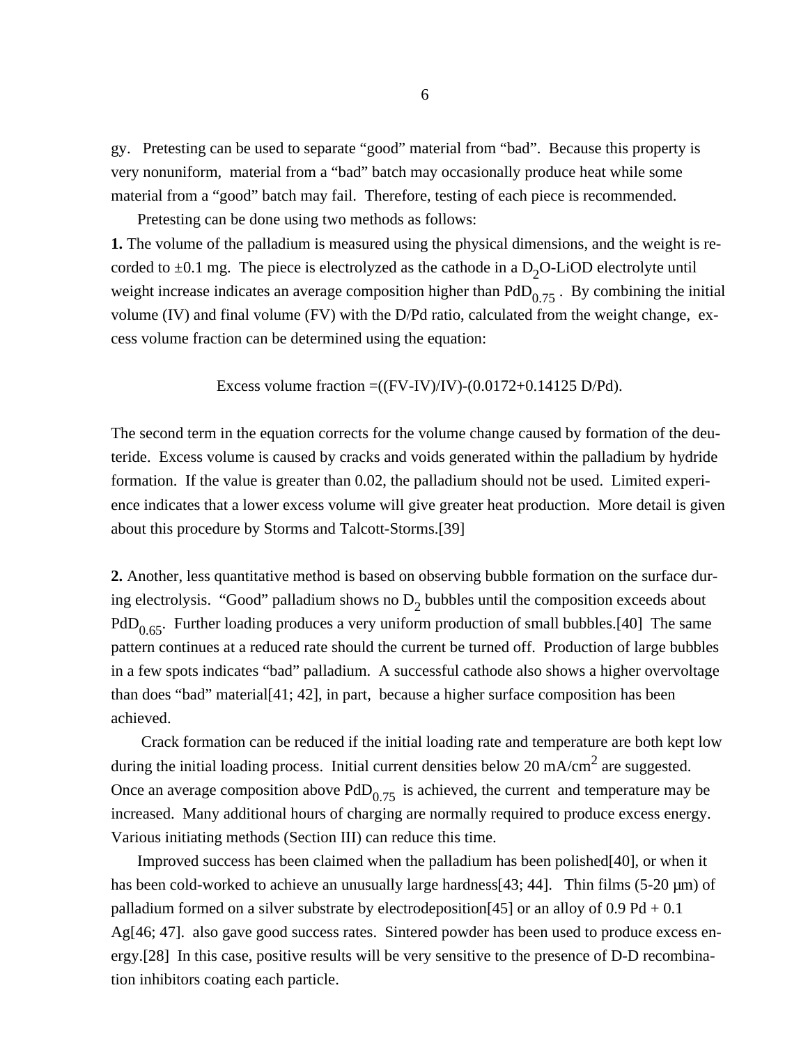gy. Pretesting can be used to separate “good” material from “bad”. Because this property is very nonuniform, material from a “bad” batch may occasionally produce heat while some material from a “good” batch may fail. Therefore, testing of each piece is recommended.

Pretesting can be done using two methods as follows:

**1.** The volume of the palladium is measured using the physical dimensions, and the weight is recorded to ±0.1 mg. The piece is electrolyzed as the cathode in a $D_2O$-LiOD electrolyte until weight increase indicates an average composition higher than $PdD_{0.75}$ . By combining the initial volume (IV) and final volume (FV) with the D/Pd ratio, calculated from the weight change, excess volume fraction can be determined using the equation:

$$\text{Excess volume fraction} = ((FV-IV)/IV)-(0.0172+0.14125\ D/Pd).$$

The second term in the equation corrects for the volume change caused by formation of the deuteride. Excess volume is caused by cracks and voids generated within the palladium by hydride formation. If the value is greater than 0.02, the palladium should not be used. Limited experience indicates that a lower excess volume will give greater heat production. More detail is given about this procedure by Storms and Talcott-Storms.[39]

**2.** Another, less quantitative method is based on observing bubble formation on the surface during electrolysis. “Good” palladium shows no $D_2$ bubbles until the composition exceeds about $PdD_{0.65}$. Further loading produces a very uniform production of small bubbles.[40] The same pattern continues at a reduced rate should the current be turned off. Production of large bubbles in a few spots indicates “bad” palladium. A successful cathode also shows a higher overvoltage than does “bad” material[41; 42], in part, because a higher surface composition has been achieved.

Crack formation can be reduced if the initial loading rate and temperature are both kept low during the initial loading process. Initial current densities below 20 $mA/cm^2$ are suggested. Once an average composition above $PdD_{0.75}$ is achieved, the current and temperature may be increased. Many additional hours of charging are normally required to produce excess energy. Various initiating methods (Section III) can reduce this time.

Improved success has been claimed when the palladium has been polished[40], or when it has been cold-worked to achieve an unusually large hardness[43; 44]. Thin films (5-20 µm) of palladium formed on a silver substrate by electrodeposition[45] or an alloy of 0.9 Pd + 0.1 Ag[46; 47]. also gave good success rates. Sintered powder has been used to produce excess energy.[28] In this case, positive results will be very sensitive to the presence of D-D recombination inhibitors coating each particle.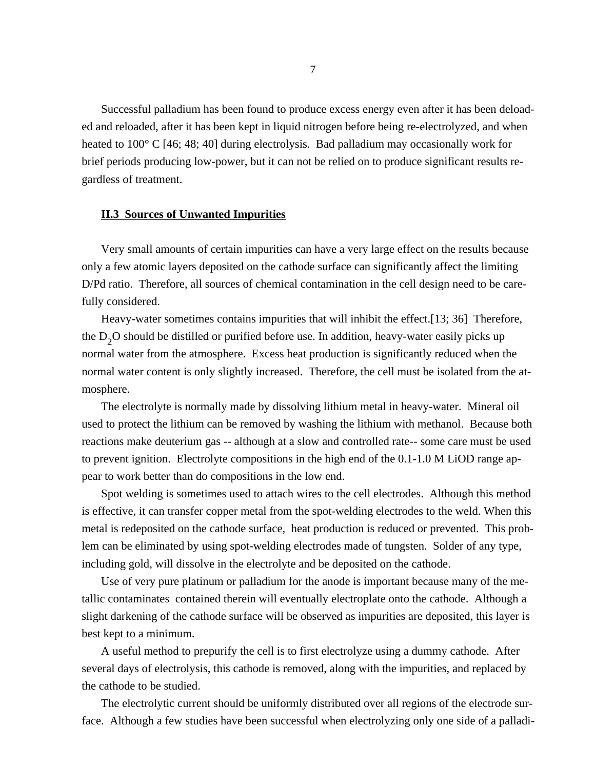Successful palladium has been found to produce excess energy even after it has been deloaded and reloaded, after it has been kept in liquid nitrogen before being re-electrolyzed, and when heated to 100° C [46; 48; 40] during electrolysis. Bad palladium may occasionally work for brief periods producing low-power, but it can not be relied on to produce significant results regardless of treatment.

### II.3 Sources of Unwanted Impurities

Very small amounts of certain impurities can have a very large effect on the results because only a few atomic layers deposited on the cathode surface can significantly affect the limiting D/Pd ratio. Therefore, all sources of chemical contamination in the cell design need to be carefully considered.

Heavy-water sometimes contains impurities that will inhibit the effect.[13; 36] Therefore, the $D_2O$ should be distilled or purified before use. In addition, heavy-water easily picks up normal water from the atmosphere. Excess heat production is significantly reduced when the normal water content is only slightly increased. Therefore, the cell must be isolated from the atmosphere.

The electrolyte is normally made by dissolving lithium metal in heavy-water. Mineral oil used to protect the lithium can be removed by washing the lithium with methanol. Because both reactions make deuterium gas -- although at a slow and controlled rate-- some care must be used to prevent ignition. Electrolyte compositions in the high end of the 0.1-1.0 M LiOD range appear to work better than do compositions in the low end.

Spot welding is sometimes used to attach wires to the cell electrodes. Although this method is effective, it can transfer copper metal from the spot-welding electrodes to the weld. When this metal is redeposited on the cathode surface, heat production is reduced or prevented. This problem can be eliminated by using spot-welding electrodes made of tungsten. Solder of any type, including gold, will dissolve in the electrolyte and be deposited on the cathode.

Use of very pure platinum or palladium for the anode is important because many of the metallic contaminates contained therein will eventually electroplate onto the cathode. Although a slight darkening of the cathode surface will be observed as impurities are deposited, this layer is best kept to a minimum.

A useful method to prepurify the cell is to first electrolyze using a dummy cathode. After several days of electrolysis, this cathode is removed, along with the impurities, and replaced by the cathode to be studied.

The electrolytic current should be uniformly distributed over all regions of the electrode surface. Although a few studies have been successful when electrolyzing only one side of a palladi-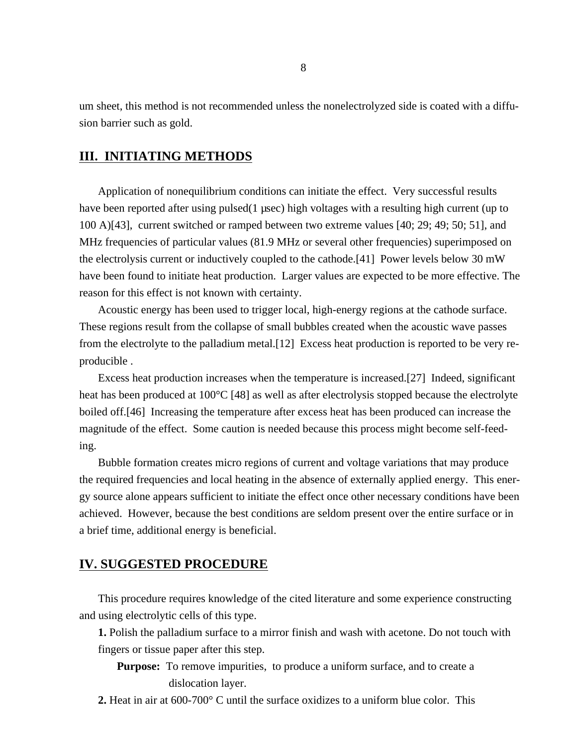um sheet, this method is not recommended unless the nonelectrolyzed side is coated with a diffusion barrier such as gold.

## III. INITIATING METHODS

Application of nonequilibrium conditions can initiate the effect. Very successful results have been reported after using pulsed(1 μsec) high voltages with a resulting high current (up to 100 A)[43], current switched or ramped between two extreme values [40; 29; 49; 50; 51], and MHz frequencies of particular values (81.9 MHz or several other frequencies) superimposed on the electrolysis current or inductively coupled to the cathode.[41] Power levels below 30 mW have been found to initiate heat production. Larger values are expected to be more effective. The reason for this effect is not known with certainty.

Acoustic energy has been used to trigger local, high-energy regions at the cathode surface. These regions result from the collapse of small bubbles created when the acoustic wave passes from the electrolyte to the palladium metal.[12] Excess heat production is reported to be very reproducible .

Excess heat production increases when the temperature is increased.[27] Indeed, significant heat has been produced at 100°C [48] as well as after electrolysis stopped because the electrolyte boiled off.[46] Increasing the temperature after excess heat has been produced can increase the magnitude of the effect. Some caution is needed because this process might become self-feeding.

Bubble formation creates micro regions of current and voltage variations that may produce the required frequencies and local heating in the absence of externally applied energy. This energy source alone appears sufficient to initiate the effect once other necessary conditions have been achieved. However, because the best conditions are seldom present over the entire surface or in a brief time, additional energy is beneficial.

## IV. SUGGESTED PROCEDURE

This procedure requires knowledge of the cited literature and some experience constructing and using electrolytic cells of this type.

**1.** Polish the palladium surface to a mirror finish and wash with acetone. Do not touch with fingers or tissue paper after this step.

**Purpose:** To remove impurities, to produce a uniform surface, and to create a dislocation layer.

**2.** Heat in air at 600-700° C until the surface oxidizes to a uniform blue color. This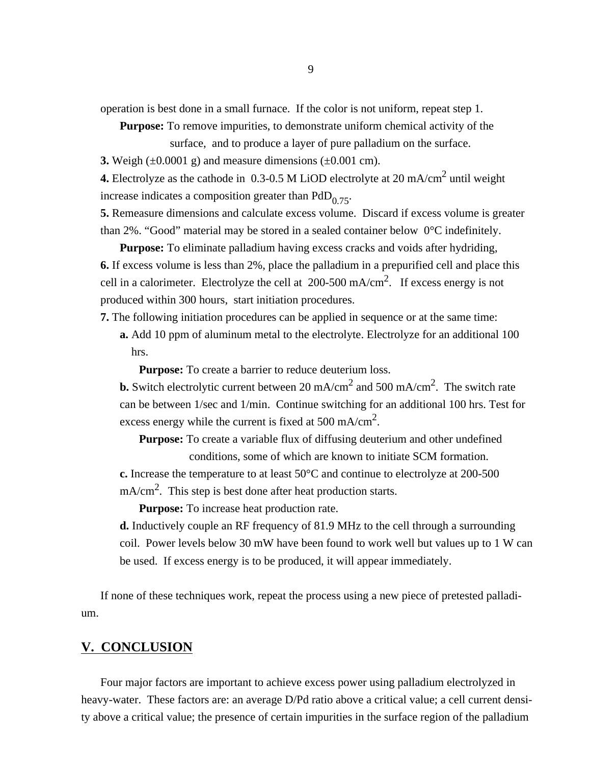operation is best done in a small furnace. If the color is not uniform, repeat step 1.

**Purpose:** To remove impurities, to demonstrate uniform chemical activity of the surface, and to produce a layer of pure palladium on the surface.

**3.** Weigh (±0.0001 g) and measure dimensions (±0.001 cm).

**4.** Electrolyze as the cathode in 0.3-0.5 M LiOD electrolyte at 20 mA/cm$^2$ until weight increase indicates a composition greater than $PdD_{0.75}$.

**5.** Remeasure dimensions and calculate excess volume. Discard if excess volume is greater than 2%. "Good" material may be stored in a sealed container below 0°C indefinitely.

**Purpose:** To eliminate palladium having excess cracks and voids after hydriding,

**6.** If excess volume is less than 2%, place the palladium in a prepurified cell and place this cell in a calorimeter. Electrolyze the cell at 200-500 mA/cm$^2$. If excess energy is not produced within 300 hours, start initiation procedures.

**7.** The following initiation procedures can be applied in sequence or at the same time:

**a.** Add 10 ppm of aluminum metal to the electrolyte. Electrolyze for an additional 100 hrs.

**Purpose:** To create a barrier to reduce deuterium loss.

**b.** Switch electrolytic current between 20 mA/cm$^2$ and 500 mA/cm$^2$. The switch rate can be between 1/sec and 1/min. Continue switching for an additional 100 hrs. Test for excess energy while the current is fixed at 500 mA/cm$^2$.

**Purpose:** To create a variable flux of diffusing deuterium and other undefined conditions, some of which are known to initiate SCM formation.

**c.** Increase the temperature to at least 50°C and continue to electrolyze at 200-500 mA/cm$^2$. This step is best done after heat production starts.

**Purpose:** To increase heat production rate.

**d.** Inductively couple an RF frequency of 81.9 MHz to the cell through a surrounding coil. Power levels below 30 mW have been found to work well but values up to 1 W can be used. If excess energy is to be produced, it will appear immediately.

If none of these techniques work, repeat the process using a new piece of pretested palladium.

## V. CONCLUSION

Four major factors are important to achieve excess power using palladium electrolyzed in heavy-water. These factors are: an average D/Pd ratio above a critical value; a cell current density above a critical value; the presence of certain impurities in the surface region of the palladium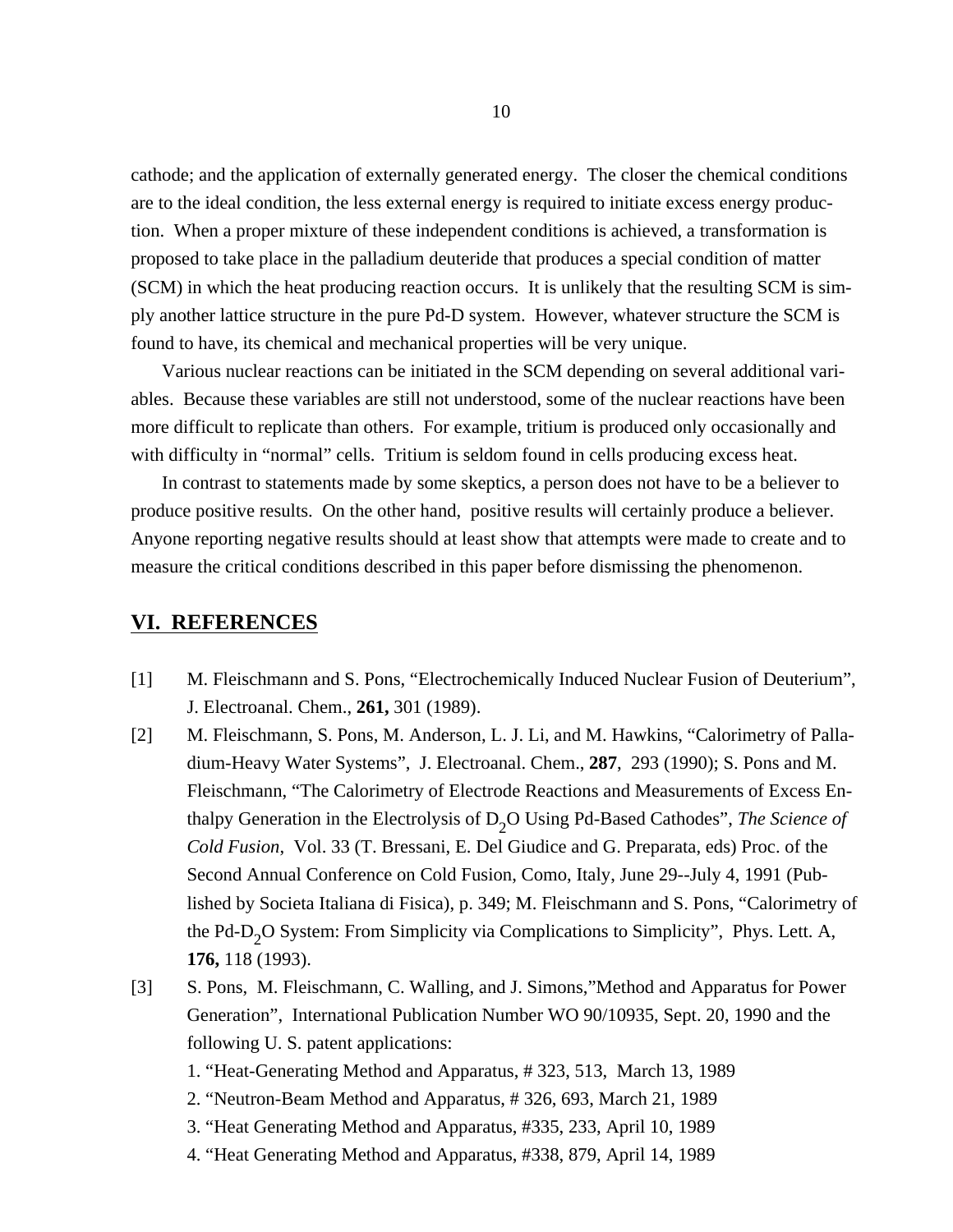cathode; and the application of externally generated energy. The closer the chemical conditions are to the ideal condition, the less external energy is required to initiate excess energy production. When a proper mixture of these independent conditions is achieved, a transformation is proposed to take place in the palladium deuteride that produces a special condition of matter (SCM) in which the heat producing reaction occurs. It is unlikely that the resulting SCM is simply another lattice structure in the pure Pd-D system. However, whatever structure the SCM is found to have, its chemical and mechanical properties will be very unique.

Various nuclear reactions can be initiated in the SCM depending on several additional variables. Because these variables are still not understood, some of the nuclear reactions have been more difficult to replicate than others. For example, tritium is produced only occasionally and with difficulty in "normal" cells. Tritium is seldom found in cells producing excess heat.

In contrast to statements made by some skeptics, a person does not have to be a believer to produce positive results. On the other hand, positive results will certainly produce a believer. Anyone reporting negative results should at least show that attempts were made to create and to measure the critical conditions described in this paper before dismissing the phenomenon.

## VI. REFERENCES

[1] M. Fleischmann and S. Pons, "Electrochemically Induced Nuclear Fusion of Deuterium", J. Electroanal. Chem., **261,** 301 (1989).

[2] M. Fleischmann, S. Pons, M. Anderson, L. J. Li, and M. Hawkins, "Calorimetry of Palladium-Heavy Water Systems", J. Electroanal. Chem., **287**, 293 (1990); S. Pons and M. Fleischmann, "The Calorimetry of Electrode Reactions and Measurements of Excess Enthalpy Generation in the Electrolysis of $D_2O$ Using Pd-Based Cathodes", *The Science of Cold Fusion*, Vol. 33 (T. Bressani, E. Del Giudice and G. Preparata, eds) Proc. of the Second Annual Conference on Cold Fusion, Como, Italy, June 29--July 4, 1991 (Published by Societa Italiana di Fisica), p. 349; M. Fleischmann and S. Pons, "Calorimetry of the Pd-$D_2O$ System: From Simplicity via Complications to Simplicity", Phys. Lett. A, **176,** 118 (1993).

[3] S. Pons, M. Fleischmann, C. Walling, and J. Simons,"Method and Apparatus for Power Generation", International Publication Number WO 90/10935, Sept. 20, 1990 and the following U. S. patent applications:

1. "Heat-Generating Method and Apparatus, # 323, 513, March 13, 1989
2. "Neutron-Beam Method and Apparatus, # 326, 693, March 21, 1989
3. "Heat Generating Method and Apparatus, #335, 233, April 10, 1989
4. "Heat Generating Method and Apparatus, #338, 879, April 14, 1989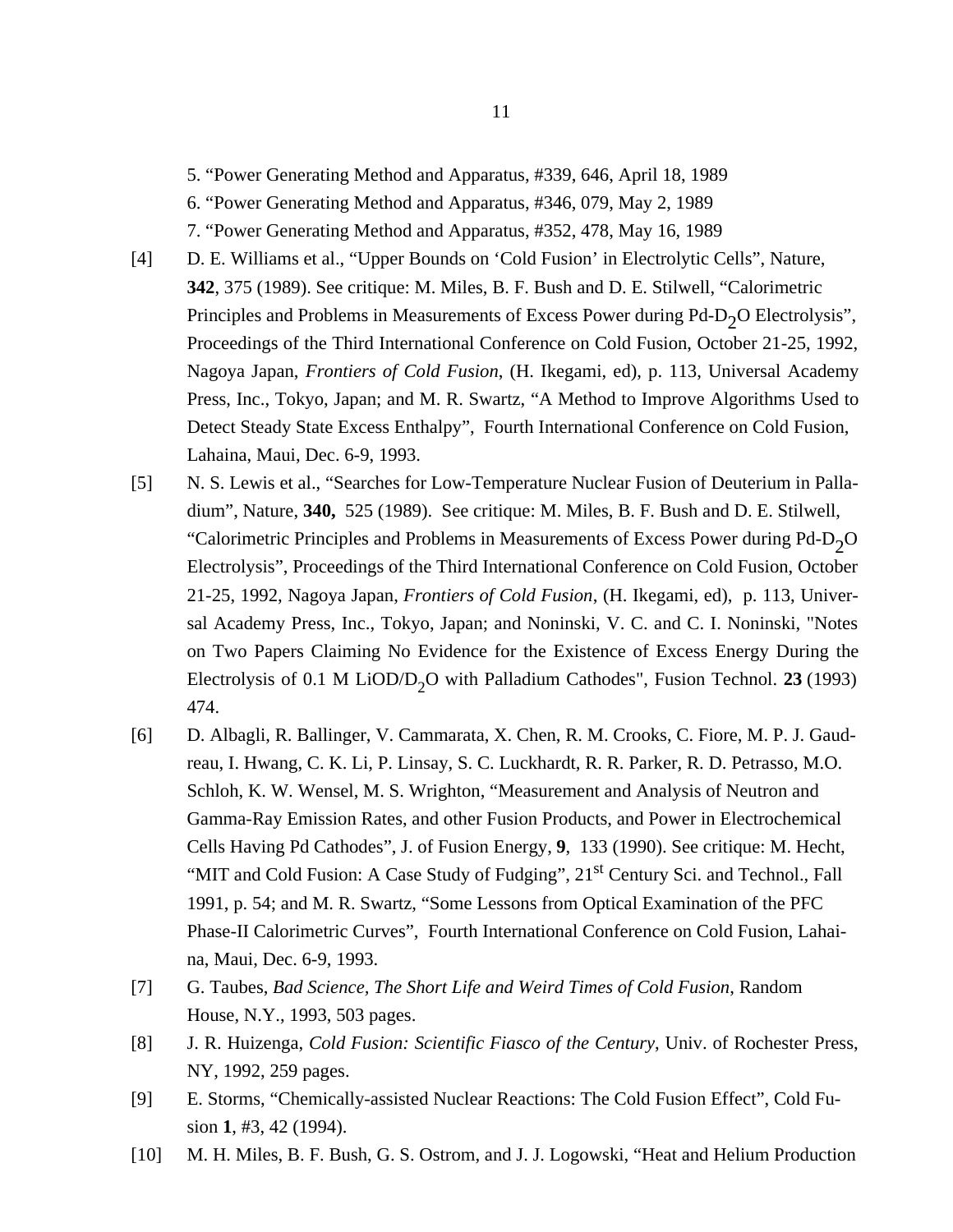5. “Power Generating Method and Apparatus, #339, 646, April 18, 1989

6. “Power Generating Method and Apparatus, #346, 079, May 2, 1989

7. “Power Generating Method and Apparatus, #352, 478, May 16, 1989

[4] D. E. Williams et al., “Upper Bounds on ‘Cold Fusion’ in Electrolytic Cells”, Nature, **342**, 375 (1989). See critique: M. Miles, B. F. Bush and D. E. Stilwell, “Calorimetric Principles and Problems in Measurements of Excess Power during Pd-$D_2O$ Electrolysis”, Proceedings of the Third International Conference on Cold Fusion, October 21-25, 1992, Nagoya Japan, *Frontiers of Cold Fusion*, (H. Ikegami, ed), p. 113, Universal Academy Press, Inc., Tokyo, Japan; and M. R. Swartz, “A Method to Improve Algorithms Used to Detect Steady State Excess Enthalpy”, Fourth International Conference on Cold Fusion, Lahaina, Maui, Dec. 6-9, 1993.

[5] N. S. Lewis et al., “Searches for Low-Temperature Nuclear Fusion of Deuterium in Palladium”, Nature, **340,** 525 (1989). See critique: M. Miles, B. F. Bush and D. E. Stilwell, “Calorimetric Principles and Problems in Measurements of Excess Power during Pd-$D_2O$ Electrolysis”, Proceedings of the Third International Conference on Cold Fusion, October 21-25, 1992, Nagoya Japan, *Frontiers of Cold Fusion*, (H. Ikegami, ed), p. 113, Universal Academy Press, Inc., Tokyo, Japan; and Noninski, V. C. and C. I. Noninski, "Notes on Two Papers Claiming No Evidence for the Existence of Excess Energy During the Electrolysis of 0.1 M LiOD/$D_2O$ with Palladium Cathodes", Fusion Technol. **23** (1993) 474.

[6] D. Albagli, R. Ballinger, V. Cammarata, X. Chen, R. M. Crooks, C. Fiore, M. P. J. Gaudreau, I. Hwang, C. K. Li, P. Linsay, S. C. Luckhardt, R. R. Parker, R. D. Petrasso, M.O. Schloh, K. W. Wensel, M. S. Wrighton, “Measurement and Analysis of Neutron and Gamma-Ray Emission Rates, and other Fusion Products, and Power in Electrochemical Cells Having Pd Cathodes”, J. of Fusion Energy, **9**, 133 (1990). See critique: M. Hecht, “MIT and Cold Fusion: A Case Study of Fudging”, 21st Century Sci. and Technol., Fall 1991, p. 54; and M. R. Swartz, “Some Lessons from Optical Examination of the PFC Phase-II Calorimetric Curves”, Fourth International Conference on Cold Fusion, Lahaina, Maui, Dec. 6-9, 1993.

[7] G. Taubes, *Bad Science, The Short Life and Weird Times of Cold Fusion*, Random House, N.Y., 1993, 503 pages.

[8] J. R. Huizenga, *Cold Fusion: Scientific Fiasco of the Century*, Univ. of Rochester Press, NY, 1992, 259 pages.

[9] E. Storms, “Chemically-assisted Nuclear Reactions: The Cold Fusion Effect”, Cold Fusion **1**, #3, 42 (1994).

[10] M. H. Miles, B. F. Bush, G. S. Ostrom, and J. J. Logowski, “Heat and Helium Production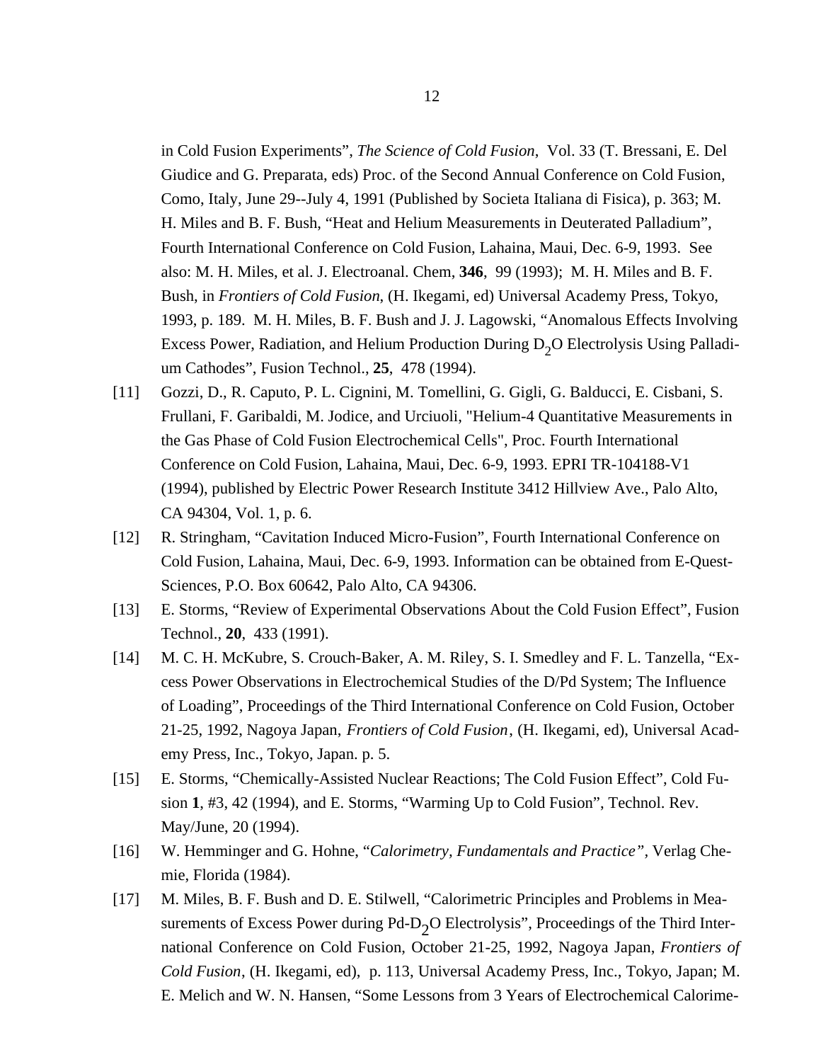in Cold Fusion Experiments", *The Science of Cold Fusion*, Vol. 33 (T. Bressani, E. Del Giudice and G. Preparata, eds) Proc. of the Second Annual Conference on Cold Fusion, Como, Italy, June 29--July 4, 1991 (Published by Societa Italiana di Fisica), p. 363; M. H. Miles and B. F. Bush, "Heat and Helium Measurements in Deuterated Palladium", Fourth International Conference on Cold Fusion, Lahaina, Maui, Dec. 6-9, 1993. See also: M. H. Miles, et al. J. Electroanal. Chem, **346**, 99 (1993); M. H. Miles and B. F. Bush, in *Frontiers of Cold Fusion*, (H. Ikegami, ed) Universal Academy Press, Tokyo, 1993, p. 189. M. H. Miles, B. F. Bush and J. J. Lagowski, "Anomalous Effects Involving Excess Power, Radiation, and Helium Production During $D_2O$ Electrolysis Using Palladium Cathodes", Fusion Technol., **25**, 478 (1994).

[11] Gozzi, D., R. Caputo, P. L. Cignini, M. Tomellini, G. Gigli, G. Balducci, E. Cisbani, S. Frullani, F. Garibaldi, M. Jodice, and Urciuoli, "Helium-4 Quantitative Measurements in the Gas Phase of Cold Fusion Electrochemical Cells", Proc. Fourth International Conference on Cold Fusion, Lahaina, Maui, Dec. 6-9, 1993. EPRI TR-104188-V1 (1994), published by Electric Power Research Institute 3412 Hillview Ave., Palo Alto, CA 94304, Vol. 1, p. 6.

[12] R. Stringham, "Cavitation Induced Micro-Fusion", Fourth International Conference on Cold Fusion, Lahaina, Maui, Dec. 6-9, 1993. Information can be obtained from E-Quest-Sciences, P.O. Box 60642, Palo Alto, CA 94306.

[13] E. Storms, "Review of Experimental Observations About the Cold Fusion Effect", Fusion Technol., **20**, 433 (1991).

[14] M. C. H. McKubre, S. Crouch-Baker, A. M. Riley, S. I. Smedley and F. L. Tanzella, "Excess Power Observations in Electrochemical Studies of the D/Pd System; The Influence of Loading", Proceedings of the Third International Conference on Cold Fusion, October 21-25, 1992, Nagoya Japan, *Frontiers of Cold Fusion*, (H. Ikegami, ed), Universal Academy Press, Inc., Tokyo, Japan. p. 5.

[15] E. Storms, "Chemically-Assisted Nuclear Reactions; The Cold Fusion Effect", Cold Fusion **1**, #3, 42 (1994), and E. Storms, "Warming Up to Cold Fusion", Technol. Rev. May/June, 20 (1994).

[16] W. Hemminger and G. Hohne, "*Calorimetry, Fundamentals and Practice*", Verlag Chemie, Florida (1984).

[17] M. Miles, B. F. Bush and D. E. Stilwell, "Calorimetric Principles and Problems in Measurements of Excess Power during Pd-$D_2O$ Electrolysis", Proceedings of the Third International Conference on Cold Fusion, October 21-25, 1992, Nagoya Japan, *Frontiers of Cold Fusion*, (H. Ikegami, ed), p. 113, Universal Academy Press, Inc., Tokyo, Japan; M. E. Melich and W. N. Hansen, "Some Lessons from 3 Years of Electrochemical Calorime-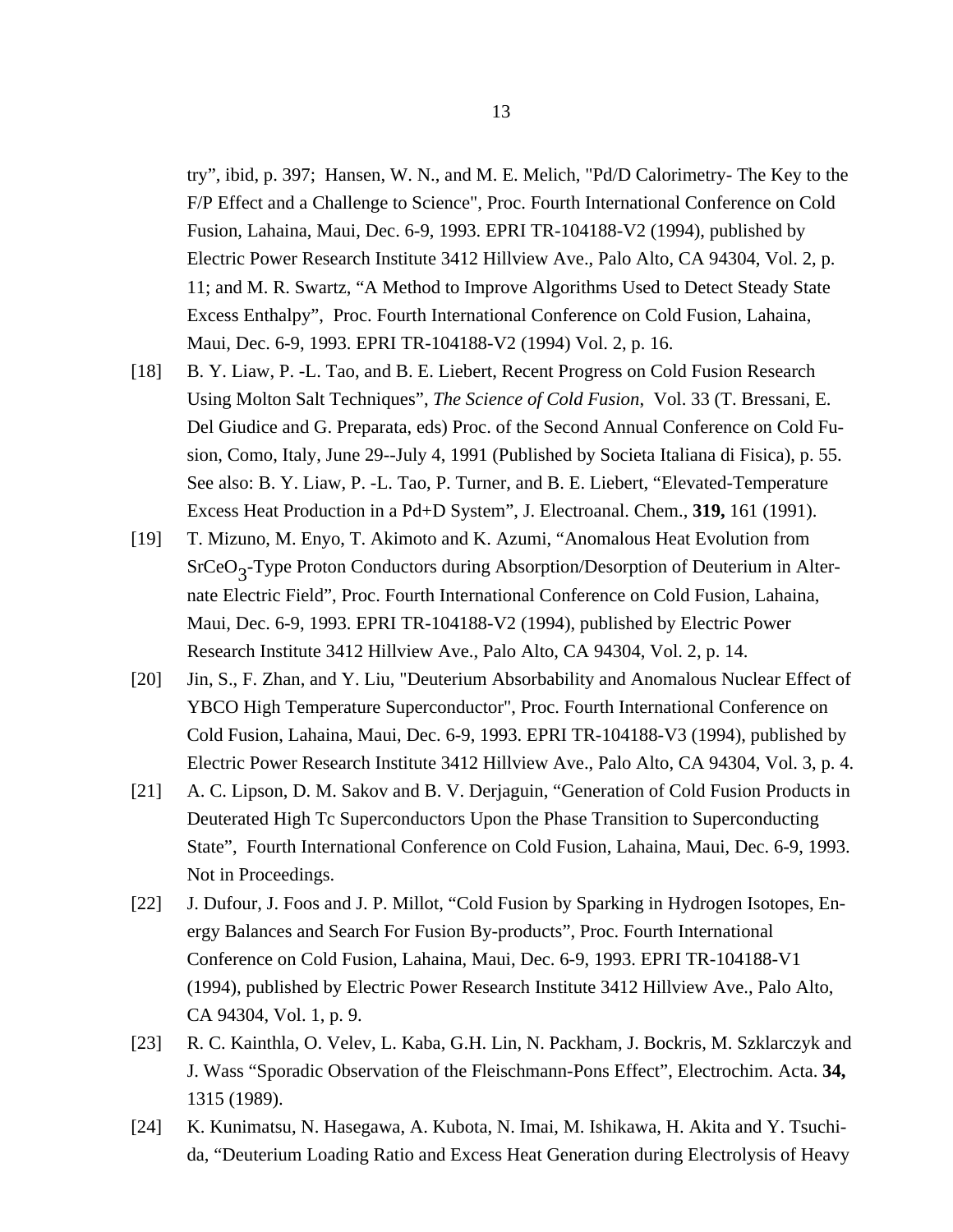try", ibid, p. 397; Hansen, W. N., and M. E. Melich, "Pd/D Calorimetry- The Key to the F/P Effect and a Challenge to Science", Proc. Fourth International Conference on Cold Fusion, Lahaina, Maui, Dec. 6-9, 1993. EPRI TR-104188-V2 (1994), published by Electric Power Research Institute 3412 Hillview Ave., Palo Alto, CA 94304, Vol. 2, p. 11; and M. R. Swartz, "A Method to Improve Algorithms Used to Detect Steady State Excess Enthalpy", Proc. Fourth International Conference on Cold Fusion, Lahaina, Maui, Dec. 6-9, 1993. EPRI TR-104188-V2 (1994) Vol. 2, p. 16.

[18] B. Y. Liaw, P. -L. Tao, and B. E. Liebert, Recent Progress on Cold Fusion Research Using Molton Salt Techniques", *The Science of Cold Fusion*, Vol. 33 (T. Bressani, E. Del Giudice and G. Preparata, eds) Proc. of the Second Annual Conference on Cold Fusion, Como, Italy, June 29--July 4, 1991 (Published by Societa Italiana di Fisica), p. 55. See also: B. Y. Liaw, P. -L. Tao, P. Turner, and B. E. Liebert, "Elevated-Temperature Excess Heat Production in a Pd+D System", J. Electroanal. Chem., **319,** 161 (1991).

[19] T. Mizuno, M. Enyo, T. Akimoto and K. Azumi, "Anomalous Heat Evolution from $SrCeO_3$-Type Proton Conductors during Absorption/Desorption of Deuterium in Alternate Electric Field", Proc. Fourth International Conference on Cold Fusion, Lahaina, Maui, Dec. 6-9, 1993. EPRI TR-104188-V2 (1994), published by Electric Power Research Institute 3412 Hillview Ave., Palo Alto, CA 94304, Vol. 2, p. 14.

[20] Jin, S., F. Zhan, and Y. Liu, "Deuterium Absorbability and Anomalous Nuclear Effect of YBCO High Temperature Superconductor", Proc. Fourth International Conference on Cold Fusion, Lahaina, Maui, Dec. 6-9, 1993. EPRI TR-104188-V3 (1994), published by Electric Power Research Institute 3412 Hillview Ave., Palo Alto, CA 94304, Vol. 3, p. 4.

[21] A. C. Lipson, D. M. Sakov and B. V. Derjaguin, "Generation of Cold Fusion Products in Deuterated High Tc Superconductors Upon the Phase Transition to Superconducting State", Fourth International Conference on Cold Fusion, Lahaina, Maui, Dec. 6-9, 1993. Not in Proceedings.

[22] J. Dufour, J. Foos and J. P. Millot, "Cold Fusion by Sparking in Hydrogen Isotopes, Energy Balances and Search For Fusion By-products", Proc. Fourth International Conference on Cold Fusion, Lahaina, Maui, Dec. 6-9, 1993. EPRI TR-104188-V1 (1994), published by Electric Power Research Institute 3412 Hillview Ave., Palo Alto, CA 94304, Vol. 1, p. 9.

[23] R. C. Kainthla, O. Velev, L. Kaba, G.H. Lin, N. Packham, J. Bockris, M. Szklarczyk and J. Wass "Sporadic Observation of the Fleischmann-Pons Effect", Electrochim. Acta. **34,** 1315 (1989).

[24] K. Kunimatsu, N. Hasegawa, A. Kubota, N. Imai, M. Ishikawa, H. Akita and Y. Tsuchida, "Deuterium Loading Ratio and Excess Heat Generation during Electrolysis of Heavy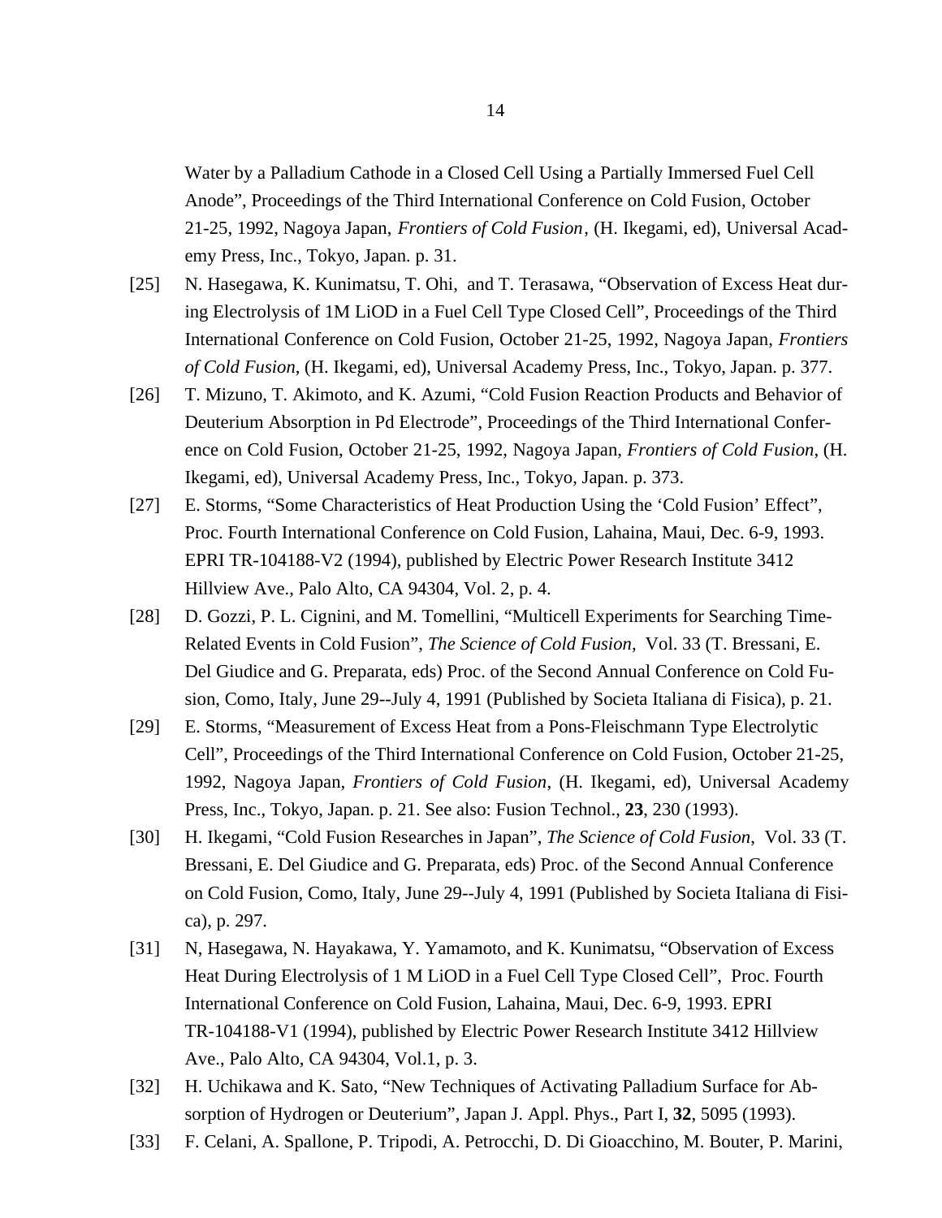Water by a Palladium Cathode in a Closed Cell Using a Partially Immersed Fuel Cell Anode", Proceedings of the Third International Conference on Cold Fusion, October 21-25, 1992, Nagoya Japan, *Frontiers of Cold Fusion*, (H. Ikegami, ed), Universal Academy Press, Inc., Tokyo, Japan. p. 31.

[25] N. Hasegawa, K. Kunimatsu, T. Ohi, and T. Terasawa, "Observation of Excess Heat during Electrolysis of 1M LiOD in a Fuel Cell Type Closed Cell", Proceedings of the Third International Conference on Cold Fusion, October 21-25, 1992, Nagoya Japan, *Frontiers of Cold Fusion*, (H. Ikegami, ed), Universal Academy Press, Inc., Tokyo, Japan. p. 377.

[26] T. Mizuno, T. Akimoto, and K. Azumi, "Cold Fusion Reaction Products and Behavior of Deuterium Absorption in Pd Electrode", Proceedings of the Third International Conference on Cold Fusion, October 21-25, 1992, Nagoya Japan, *Frontiers of Cold Fusion*, (H. Ikegami, ed), Universal Academy Press, Inc., Tokyo, Japan. p. 373.

[27] E. Storms, "Some Characteristics of Heat Production Using the 'Cold Fusion' Effect", Proc. Fourth International Conference on Cold Fusion, Lahaina, Maui, Dec. 6-9, 1993. EPRI TR-104188-V2 (1994), published by Electric Power Research Institute 3412 Hillview Ave., Palo Alto, CA 94304, Vol. 2, p. 4.

[28] D. Gozzi, P. L. Cignini, and M. Tomellini, "Multicell Experiments for Searching Time-Related Events in Cold Fusion", *The Science of Cold Fusion*, Vol. 33 (T. Bressani, E. Del Giudice and G. Preparata, eds) Proc. of the Second Annual Conference on Cold Fusion, Como, Italy, June 29--July 4, 1991 (Published by Societa Italiana di Fisica), p. 21.

[29] E. Storms, "Measurement of Excess Heat from a Pons-Fleischmann Type Electrolytic Cell", Proceedings of the Third International Conference on Cold Fusion, October 21-25, 1992, Nagoya Japan, *Frontiers of Cold Fusion*, (H. Ikegami, ed), Universal Academy Press, Inc., Tokyo, Japan. p. 21. See also: Fusion Technol., **23**, 230 (1993).

[30] H. Ikegami, "Cold Fusion Researches in Japan", *The Science of Cold Fusion*, Vol. 33 (T. Bressani, E. Del Giudice and G. Preparata, eds) Proc. of the Second Annual Conference on Cold Fusion, Como, Italy, June 29--July 4, 1991 (Published by Societa Italiana di Fisica), p. 297.

[31] N, Hasegawa, N. Hayakawa, Y. Yamamoto, and K. Kunimatsu, "Observation of Excess Heat During Electrolysis of 1 M LiOD in a Fuel Cell Type Closed Cell", Proc. Fourth International Conference on Cold Fusion, Lahaina, Maui, Dec. 6-9, 1993. EPRI TR-104188-V1 (1994), published by Electric Power Research Institute 3412 Hillview Ave., Palo Alto, CA 94304, Vol.1, p. 3.

[32] H. Uchikawa and K. Sato, "New Techniques of Activating Palladium Surface for Absorption of Hydrogen or Deuterium", Japan J. Appl. Phys., Part I, **32**, 5095 (1993).

[33] F. Celani, A. Spallone, P. Tripodi, A. Petrocchi, D. Di Gioacchino, M. Bouter, P. Marini,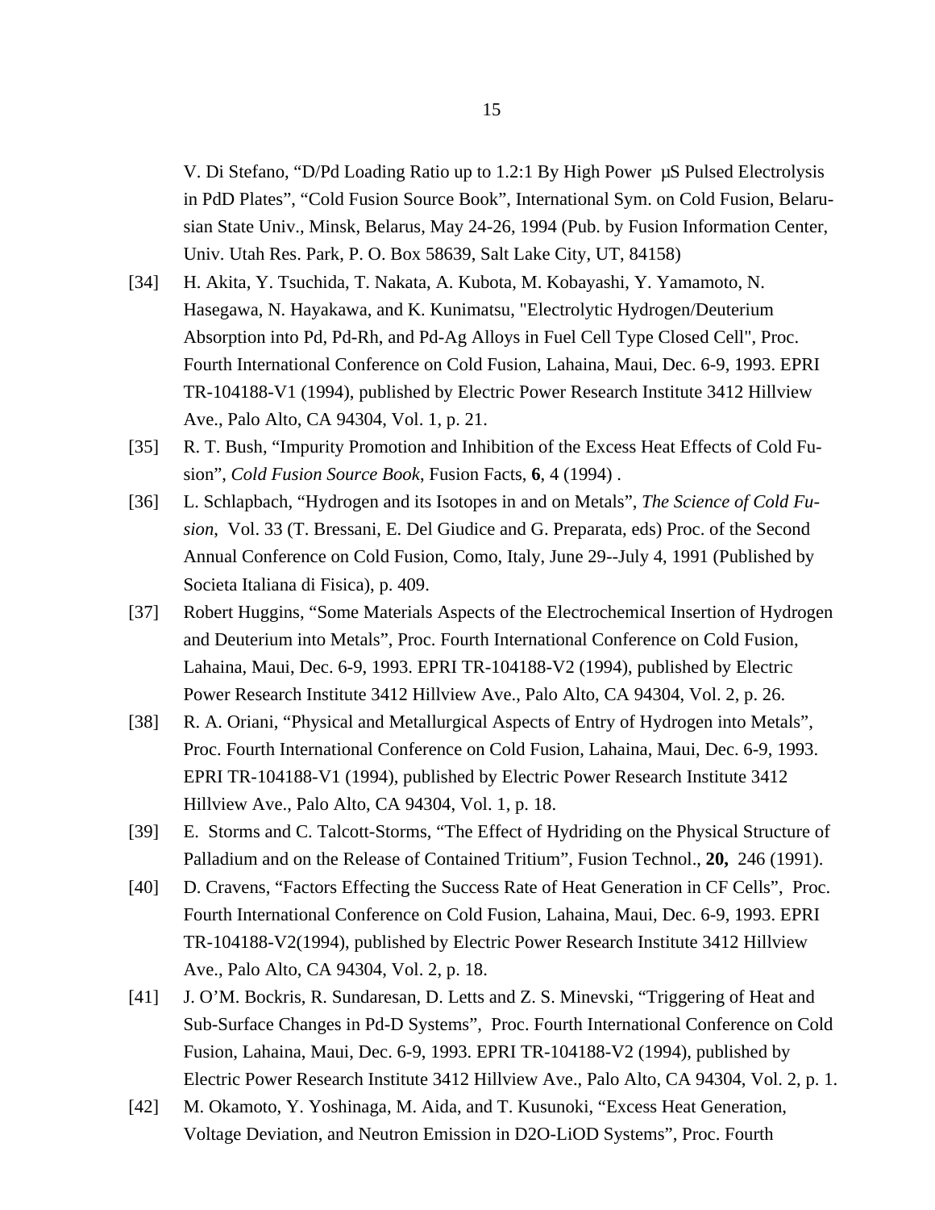V. Di Stefano, "D/Pd Loading Ratio up to 1.2:1 By High Power μS Pulsed Electrolysis in PdD Plates", "Cold Fusion Source Book", International Sym. on Cold Fusion, Belarusian State Univ., Minsk, Belarus, May 24-26, 1994 (Pub. by Fusion Information Center, Univ. Utah Res. Park, P. O. Box 58639, Salt Lake City, UT, 84158)

[34] H. Akita, Y. Tsuchida, T. Nakata, A. Kubota, M. Kobayashi, Y. Yamamoto, N. Hasegawa, N. Hayakawa, and K. Kunimatsu, "Electrolytic Hydrogen/Deuterium Absorption into Pd, Pd-Rh, and Pd-Ag Alloys in Fuel Cell Type Closed Cell", Proc. Fourth International Conference on Cold Fusion, Lahaina, Maui, Dec. 6-9, 1993. EPRI TR-104188-V1 (1994), published by Electric Power Research Institute 3412 Hillview Ave., Palo Alto, CA 94304, Vol. 1, p. 21.

[35] R. T. Bush, "Impurity Promotion and Inhibition of the Excess Heat Effects of Cold Fusion", *Cold Fusion Source Book*, Fusion Facts, **6**, 4 (1994) .

[36] L. Schlapbach, "Hydrogen and its Isotopes in and on Metals", *The Science of Cold Fusion*, Vol. 33 (T. Bressani, E. Del Giudice and G. Preparata, eds) Proc. of the Second Annual Conference on Cold Fusion, Como, Italy, June 29--July 4, 1991 (Published by Societa Italiana di Fisica), p. 409.

[37] Robert Huggins, "Some Materials Aspects of the Electrochemical Insertion of Hydrogen and Deuterium into Metals", Proc. Fourth International Conference on Cold Fusion, Lahaina, Maui, Dec. 6-9, 1993. EPRI TR-104188-V2 (1994), published by Electric Power Research Institute 3412 Hillview Ave., Palo Alto, CA 94304, Vol. 2, p. 26.

[38] R. A. Oriani, "Physical and Metallurgical Aspects of Entry of Hydrogen into Metals", Proc. Fourth International Conference on Cold Fusion, Lahaina, Maui, Dec. 6-9, 1993. EPRI TR-104188-V1 (1994), published by Electric Power Research Institute 3412 Hillview Ave., Palo Alto, CA 94304, Vol. 1, p. 18.

[39] E. Storms and C. Talcott-Storms, "The Effect of Hydriding on the Physical Structure of Palladium and on the Release of Contained Tritium", Fusion Technol., **20,** 246 (1991).

[40] D. Cravens, "Factors Effecting the Success Rate of Heat Generation in CF Cells", Proc. Fourth International Conference on Cold Fusion, Lahaina, Maui, Dec. 6-9, 1993. EPRI TR-104188-V2(1994), published by Electric Power Research Institute 3412 Hillview Ave., Palo Alto, CA 94304, Vol. 2, p. 18.

[41] J. O'M. Bockris, R. Sundaresan, D. Letts and Z. S. Minevski, "Triggering of Heat and Sub-Surface Changes in Pd-D Systems", Proc. Fourth International Conference on Cold Fusion, Lahaina, Maui, Dec. 6-9, 1993. EPRI TR-104188-V2 (1994), published by Electric Power Research Institute 3412 Hillview Ave., Palo Alto, CA 94304, Vol. 2, p. 1.

[42] M. Okamoto, Y. Yoshinaga, M. Aida, and T. Kusunoki, "Excess Heat Generation, Voltage Deviation, and Neutron Emission in D2O-LiOD Systems", Proc. Fourth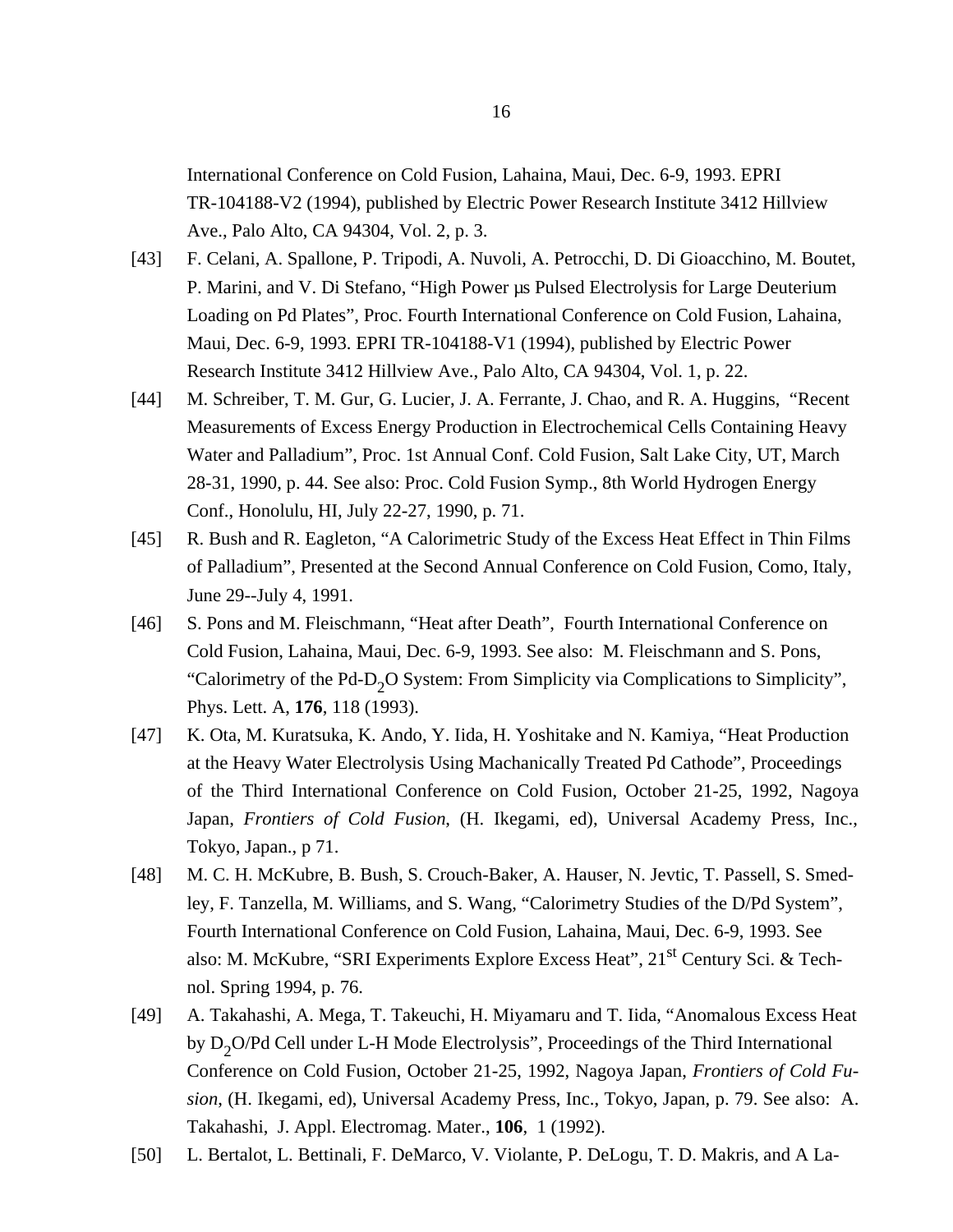International Conference on Cold Fusion, Lahaina, Maui, Dec. 6-9, 1993. EPRI TR-104188-V2 (1994), published by Electric Power Research Institute 3412 Hillview Ave., Palo Alto, CA 94304, Vol. 2, p. 3.

[43] F. Celani, A. Spallone, P. Tripodi, A. Nuvoli, A. Petrocchi, D. Di Gioacchino, M. Boutet, P. Marini, and V. Di Stefano, "High Power μs Pulsed Electrolysis for Large Deuterium Loading on Pd Plates", Proc. Fourth International Conference on Cold Fusion, Lahaina, Maui, Dec. 6-9, 1993. EPRI TR-104188-V1 (1994), published by Electric Power Research Institute 3412 Hillview Ave., Palo Alto, CA 94304, Vol. 1, p. 22.

[44] M. Schreiber, T. M. Gur, G. Lucier, J. A. Ferrante, J. Chao, and R. A. Huggins, "Recent Measurements of Excess Energy Production in Electrochemical Cells Containing Heavy Water and Palladium", Proc. 1st Annual Conf. Cold Fusion, Salt Lake City, UT, March 28-31, 1990, p. 44. See also: Proc. Cold Fusion Symp., 8th World Hydrogen Energy Conf., Honolulu, HI, July 22-27, 1990, p. 71.

[45] R. Bush and R. Eagleton, "A Calorimetric Study of the Excess Heat Effect in Thin Films of Palladium", Presented at the Second Annual Conference on Cold Fusion, Como, Italy, June 29--July 4, 1991.

[46] S. Pons and M. Fleischmann, "Heat after Death", Fourth International Conference on Cold Fusion, Lahaina, Maui, Dec. 6-9, 1993. See also: M. Fleischmann and S. Pons, "Calorimetry of the Pd-$D_2O$ System: From Simplicity via Complications to Simplicity", Phys. Lett. A, **176**, 118 (1993).

[47] K. Ota, M. Kuratsuka, K. Ando, Y. Iida, H. Yoshitake and N. Kamiya, "Heat Production at the Heavy Water Electrolysis Using Machanically Treated Pd Cathode", Proceedings of the Third International Conference on Cold Fusion, October 21-25, 1992, Nagoya Japan, *Frontiers of Cold Fusion*, (H. Ikegami, ed), Universal Academy Press, Inc., Tokyo, Japan., p 71.

[48] M. C. H. McKubre, B. Bush, S. Crouch-Baker, A. Hauser, N. Jevtic, T. Passell, S. Smedley, F. Tanzella, M. Williams, and S. Wang, "Calorimetry Studies of the D/Pd System", Fourth International Conference on Cold Fusion, Lahaina, Maui, Dec. 6-9, 1993. See also: M. McKubre, "SRI Experiments Explore Excess Heat", 21st Century Sci. & Technol. Spring 1994, p. 76.

[49] A. Takahashi, A. Mega, T. Takeuchi, H. Miyamaru and T. Iida, "Anomalous Excess Heat by $D_2O$/Pd Cell under L-H Mode Electrolysis", Proceedings of the Third International Conference on Cold Fusion, October 21-25, 1992, Nagoya Japan, *Frontiers of Cold Fusion*, (H. Ikegami, ed), Universal Academy Press, Inc., Tokyo, Japan, p. 79. See also: A. Takahashi, J. Appl. Electromag. Mater., **106**, 1 (1992).

[50] L. Bertalot, L. Bettinali, F. DeMarco, V. Violante, P. DeLogu, T. D. Makris, and A La-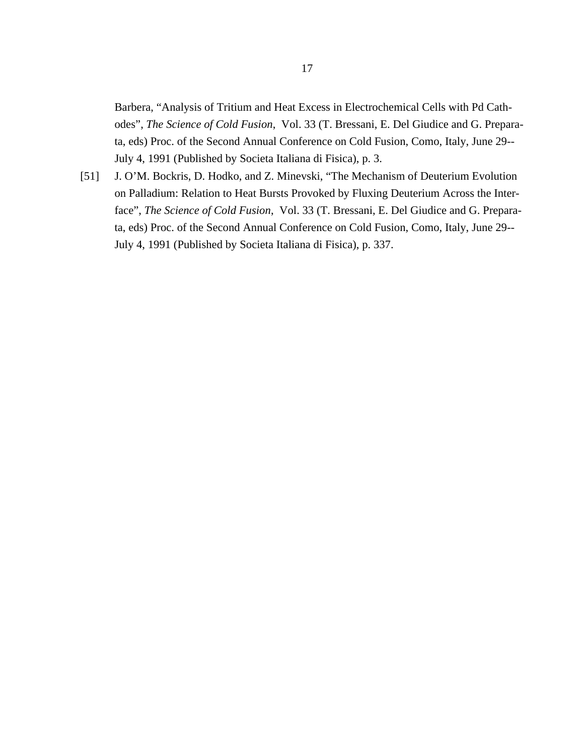Barbera, "Analysis of Tritium and Heat Excess in Electrochemical Cells with Pd Cathodes", *The Science of Cold Fusion*, Vol. 33 (T. Bressani, E. Del Giudice and G. Preparata, eds) Proc. of the Second Annual Conference on Cold Fusion, Como, Italy, June 29--July 4, 1991 (Published by Societa Italiana di Fisica), p. 3.

[51] J. O'M. Bockris, D. Hodko, and Z. Minevski, "The Mechanism of Deuterium Evolution on Palladium: Relation to Heat Bursts Provoked by Fluxing Deuterium Across the Interface", *The Science of Cold Fusion*, Vol. 33 (T. Bressani, E. Del Giudice and G. Preparata, eds) Proc. of the Second Annual Conference on Cold Fusion, Como, Italy, June 29--July 4, 1991 (Published by Societa Italiana di Fisica), p. 337.